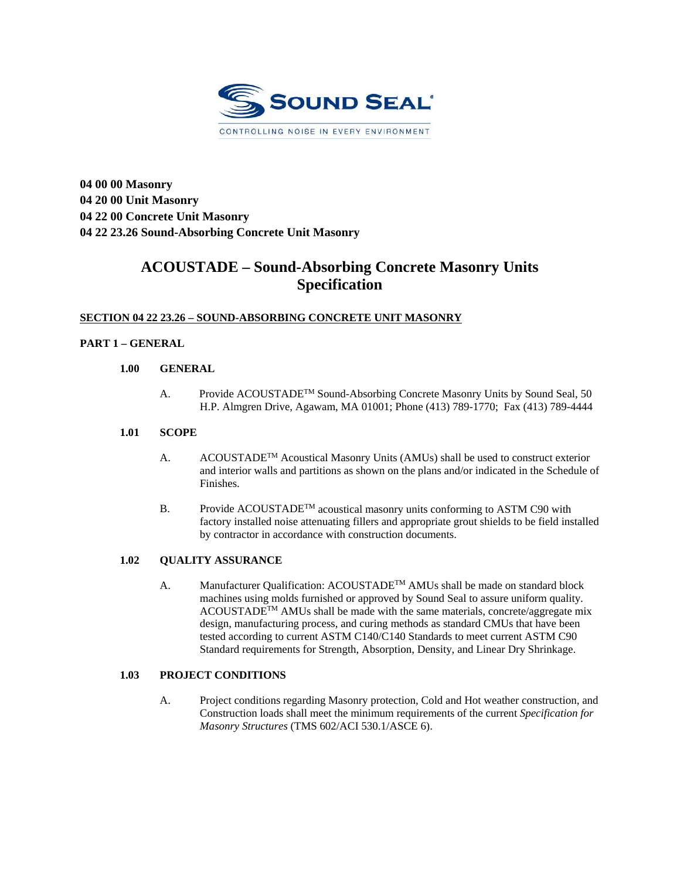SOUND SEAL
CONTROLLING NOISE IN EVERY ENVIRONMENT

**04 00 00 Masonry**
**04 20 00 Unit Masonry**
**04 22 00 Concrete Unit Masonry**
**04 22 23.26 Sound-Absorbing Concrete Unit Masonry**

# ACOUSTADE – Sound-Absorbing Concrete Masonry Units Specification

**SECTION 04 22 23.26 – SOUND-ABSORBING CONCRETE UNIT MASONRY**

## PART 1 – GENERAL

### 1.00 GENERAL

A. Provide ACOUSTADE™ Sound-Absorbing Concrete Masonry Units by Sound Seal, 50 H.P. Almgren Drive, Agawam, MA 01001; Phone (413) 789-1770; Fax (413) 789-4444

### 1.01 SCOPE

A. ACOUSTADE™ Acoustical Masonry Units (AMUs) shall be used to construct exterior and interior walls and partitions as shown on the plans and/or indicated in the Schedule of Finishes.

B. Provide ACOUSTADE™ acoustical masonry units conforming to ASTM C90 with factory installed noise attenuating fillers and appropriate grout shields to be field installed by contractor in accordance with construction documents.

### 1.02 QUALITY ASSURANCE

A. Manufacturer Qualification: ACOUSTADE™ AMUs shall be made on standard block machines using molds furnished or approved by Sound Seal to assure uniform quality. ACOUSTADE™ AMUs shall be made with the same materials, concrete/aggregate mix design, manufacturing process, and curing methods as standard CMUs that have been tested according to current ASTM C140/C140 Standards to meet current ASTM C90 Standard requirements for Strength, Absorption, Density, and Linear Dry Shrinkage.

### 1.03 PROJECT CONDITIONS

A. Project conditions regarding Masonry protection, Cold and Hot weather construction, and Construction loads shall meet the minimum requirements of the current *Specification for Masonry Structures* (TMS 602/ACI 530.1/ASCE 6).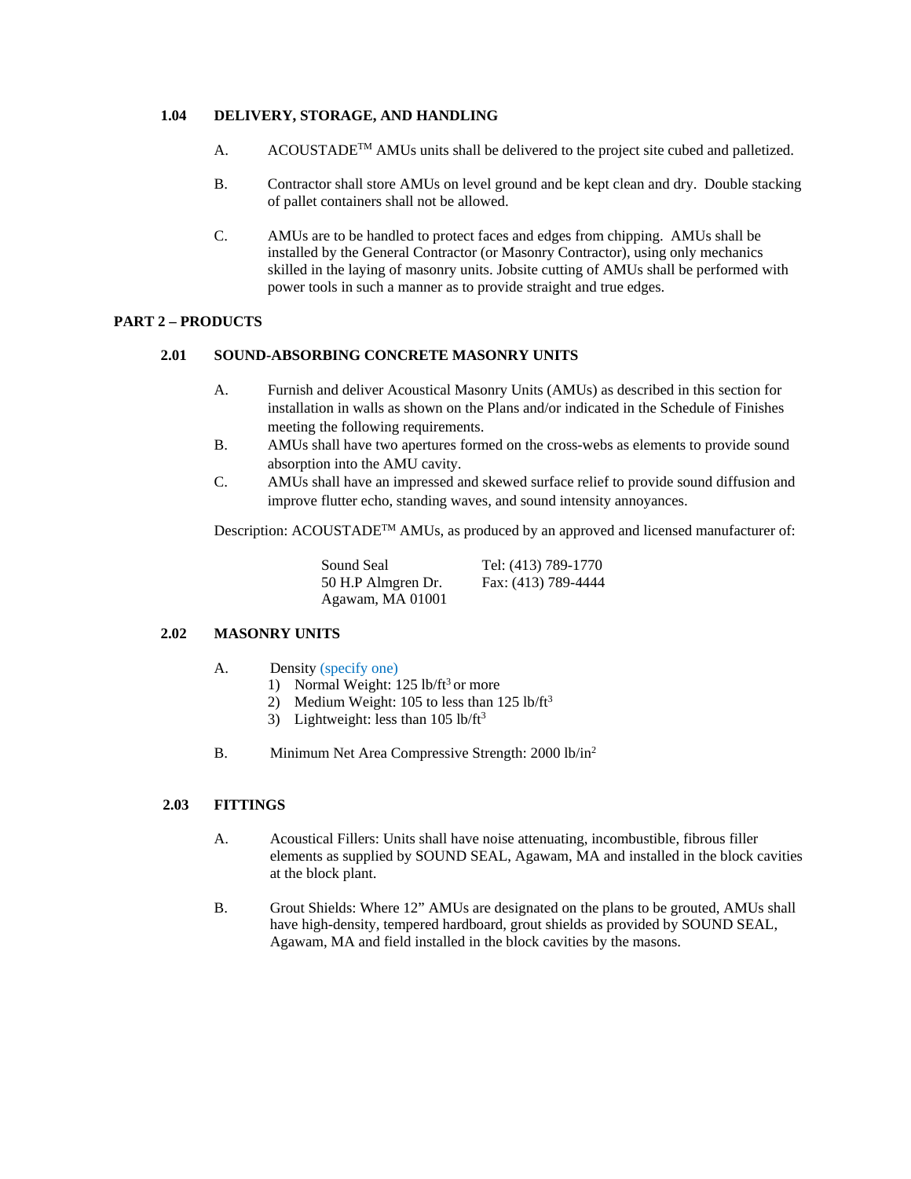### 1.04 DELIVERY, STORAGE, AND HANDLING

A. ACOUSTADE™ AMUs units shall be delivered to the project site cubed and palletized.

B. Contractor shall store AMUs on level ground and be kept clean and dry. Double stacking of pallet containers shall not be allowed.

C. AMUs are to be handled to protect faces and edges from chipping. AMUs shall be installed by the General Contractor (or Masonry Contractor), using only mechanics skilled in the laying of masonry units. Jobsite cutting of AMUs shall be performed with power tools in such a manner as to provide straight and true edges.

## PART 2 – PRODUCTS

### 2.01 SOUND-ABSORBING CONCRETE MASONRY UNITS

A. Furnish and deliver Acoustical Masonry Units (AMUs) as described in this section for installation in walls as shown on the Plans and/or indicated in the Schedule of Finishes meeting the following requirements.

B. AMUs shall have two apertures formed on the cross-webs as elements to provide sound absorption into the AMU cavity.

C. AMUs shall have an impressed and skewed surface relief to provide sound diffusion and improve flutter echo, standing waves, and sound intensity annoyances.

Description: ACOUSTADE™ AMUs, as produced by an approved and licensed manufacturer of:

| | |
|---|---|
| Sound Seal | Tel: (413) 789-1770 |
| 50 H.P Almgren Dr. | Fax: (413) 789-4444 |
| Agawam, MA 01001 | |

### 2.02 MASONRY UNITS

A. Density (specify one)

1) Normal Weight: 125 lb/ft$^3$ or more
2) Medium Weight: 105 to less than 125 lb/ft$^3$
3) Lightweight: less than 105 lb/ft$^3$

B. Minimum Net Area Compressive Strength: 2000 lb/in$^2$

### 2.03 FITTINGS

A. Acoustical Fillers: Units shall have noise attenuating, incombustible, fibrous filler elements as supplied by SOUND SEAL, Agawam, MA and installed in the block cavities at the block plant.

B. Grout Shields: Where 12” AMUs are designated on the plans to be grouted, AMUs shall have high-density, tempered hardboard, grout shields as provided by SOUND SEAL, Agawam, MA and field installed in the block cavities by the masons.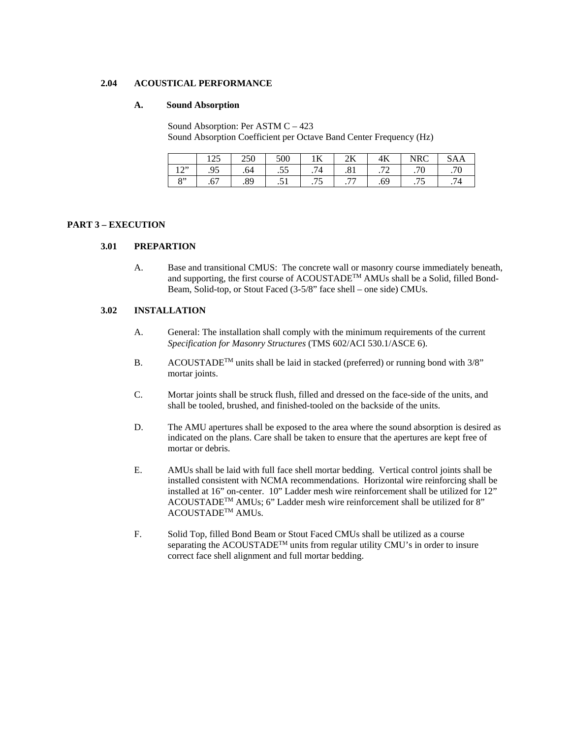### 2.04 ACOUSTICAL PERFORMANCE

#### A. Sound Absorption

Sound Absorption: Per ASTM C – 423
Sound Absorption Coefficient per Octave Band Center Frequency (Hz)

| | 125 | 250 | 500 | 1K | 2K | 4K | NRC | SAA |
|---|---|---|---|---|---|---|---|---|
| 12” | .95 | .64 | .55 | .74 | .81 | .72 | .70 | .70 |
| 8” | .67 | .89 | .51 | .75 | .77 | .69 | .75 | .74 |

## PART 3 – EXECUTION

### 3.01 PREPARTION

A. Base and transitional CMUS: The concrete wall or masonry course immediately beneath, and supporting, the first course of ACOUSTADE™ AMUs shall be a Solid, filled Bond-Beam, Solid-top, or Stout Faced (3-5/8” face shell – one side) CMUs.

### 3.02 INSTALLATION

A. General: The installation shall comply with the minimum requirements of the current *Specification for Masonry Structures* (TMS 602/ACI 530.1/ASCE 6).

B. ACOUSTADE™ units shall be laid in stacked (preferred) or running bond with 3/8” mortar joints.

C. Mortar joints shall be struck flush, filled and dressed on the face-side of the units, and shall be tooled, brushed, and finished-tooled on the backside of the units.

D. The AMU apertures shall be exposed to the area where the sound absorption is desired as indicated on the plans. Care shall be taken to ensure that the apertures are kept free of mortar or debris.

E. AMUs shall be laid with full face shell mortar bedding. Vertical control joints shall be installed consistent with NCMA recommendations. Horizontal wire reinforcing shall be installed at 16” on-center. 10” Ladder mesh wire reinforcement shall be utilized for 12” ACOUSTADE™ AMUs; 6” Ladder mesh wire reinforcement shall be utilized for 8” ACOUSTADE™ AMUs.

F. Solid Top, filled Bond Beam or Stout Faced CMUs shall be utilized as a course separating the ACOUSTADE™ units from regular utility CMU’s in order to insure correct face shell alignment and full mortar bedding.